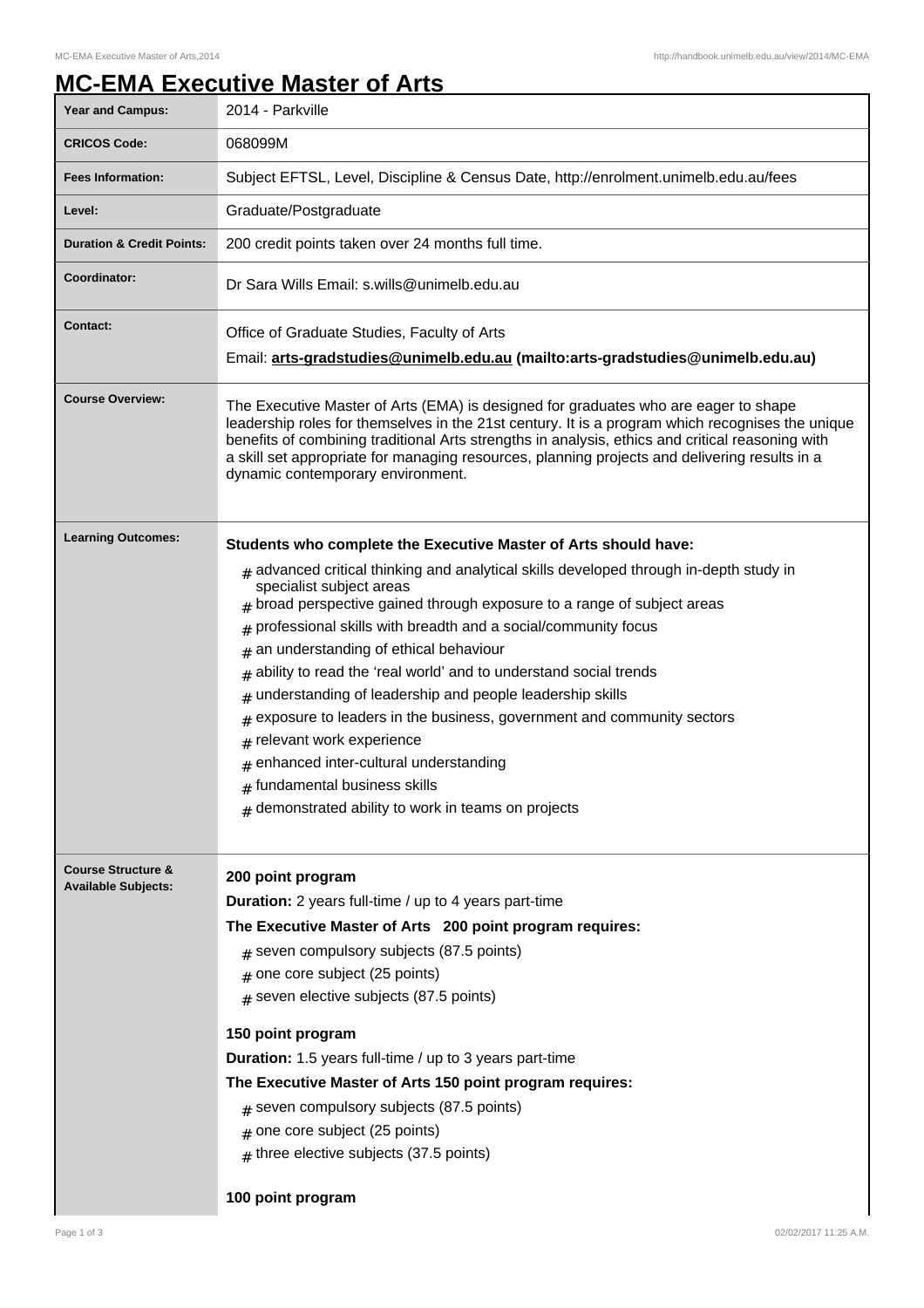# MC-EMA Executive Master of Arts

| | |
|---|---|
| **Year and Campus:** | 2014 - Parkville |
| **CRICOS Code:** | 068099M |
| **Fees Information:** | Subject EFTSL, Level, Discipline & Census Date, http://enrolment.unimelb.edu.au/fees |
| **Level:** | Graduate/Postgraduate |
| **Duration & Credit Points:** | 200 credit points taken over 24 months full time. |
| **Coordinator:** | Dr Sara Wills Email: s.wills@unimelb.edu.au |
| **Contact:** | Office of Graduate Studies, Faculty of Arts<br>Email: **arts-gradstudies@unimelb.edu.au (mailto:arts-gradstudies@unimelb.edu.au)** |
| **Course Overview:** | The Executive Master of Arts (EMA) is designed for graduates who are eager to shape leadership roles for themselves in the 21st century. It is a program which recognises the unique benefits of combining traditional Arts strengths in analysis, ethics and critical reasoning with a skill set appropriate for managing resources, planning projects and delivering results in a dynamic contemporary environment. |
| **Learning Outcomes:** | **Students who complete the Executive Master of Arts should have:**<br># advanced critical thinking and analytical skills developed through in-depth study in specialist subject areas<br># broad perspective gained through exposure to a range of subject areas<br># professional skills with breadth and a social/community focus<br># an understanding of ethical behaviour<br># ability to read the 'real world' and to understand social trends<br># understanding of leadership and people leadership skills<br># exposure to leaders in the business, government and community sectors<br># relevant work experience<br># enhanced inter-cultural understanding<br># fundamental business skills<br># demonstrated ability to work in teams on projects |
| **Course Structure & Available Subjects:** | **200 point program**<br>**Duration:** 2 years full-time / up to 4 years part-time<br>**The Executive Master of Arts 200 point program requires:**<br># seven compulsory subjects (87.5 points)<br># one core subject (25 points)<br># seven elective subjects (87.5 points)<br><br>**150 point program**<br>**Duration:** 1.5 years full-time / up to 3 years part-time<br>**The Executive Master of Arts 150 point program requires:**<br># seven compulsory subjects (87.5 points)<br># one core subject (25 points)<br># three elective subjects (37.5 points)<br><br>**100 point program** |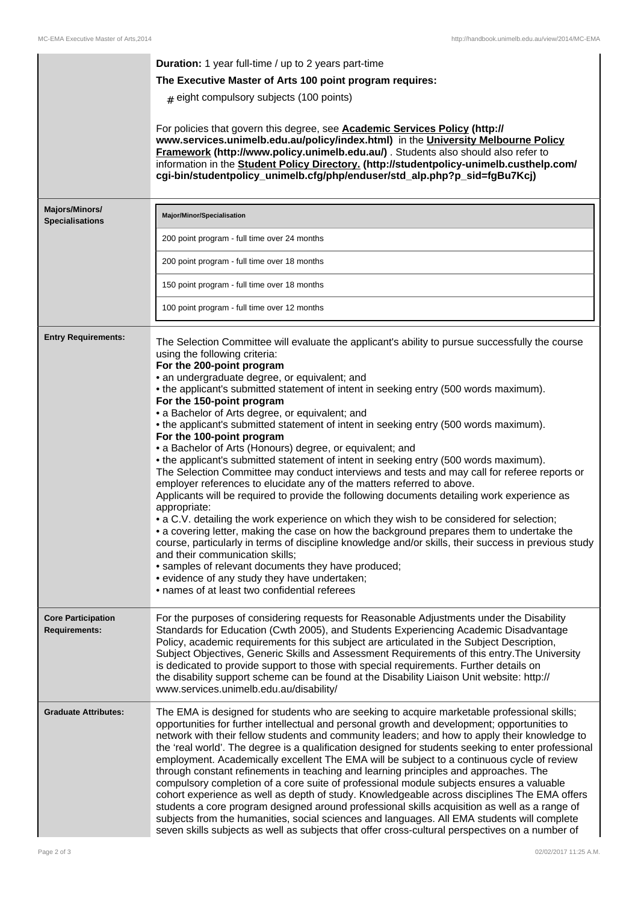**Duration:** 1 year full-time / up to 2 years part-time

**The Executive Master of Arts 100 point program requires:**

# eight compulsory subjects (100 points)

For policies that govern this degree, see **Academic Services Policy (http://www.services.unimelb.edu.au/policy/index.html)** in the **University Melbourne Policy Framework (http://www.policy.unimelb.edu.au/)** . Students also should also refer to information in the **Student Policy Directory. (http://studentpolicy-unimelb.custhelp.com/cgi-bin/studentpolicy_unimelb.cfg/php/enduser/std_alp.php?p_sid=fgBu7Kcj)**

**Majors/Minors/Specialisations**

| Major/Minor/Specialisation |
| --- |
| 200 point program - full time over 24 months |
| 200 point program - full time over 18 months |
| 150 point program - full time over 18 months |
| 100 point program - full time over 12 months |

**Entry Requirements:**

The Selection Committee will evaluate the applicant's ability to pursue successfully the course using the following criteria:

**For the 200-point program**

• an undergraduate degree, or equivalent; and

• the applicant's submitted statement of intent in seeking entry (500 words maximum).

**For the 150-point program**

• a Bachelor of Arts degree, or equivalent; and

• the applicant's submitted statement of intent in seeking entry (500 words maximum).

**For the 100-point program**

• a Bachelor of Arts (Honours) degree, or equivalent; and

• the applicant's submitted statement of intent in seeking entry (500 words maximum).

The Selection Committee may conduct interviews and tests and may call for referee reports or employer references to elucidate any of the matters referred to above.

Applicants will be required to provide the following documents detailing work experience as appropriate:

• a C.V. detailing the work experience on which they wish to be considered for selection;

• a covering letter, making the case on how the background prepares them to undertake the course, particularly in terms of discipline knowledge and/or skills, their success in previous study and their communication skills;

• samples of relevant documents they have produced;

• evidence of any study they have undertaken;

• names of at least two confidential referees

**Core Participation Requirements:**

For the purposes of considering requests for Reasonable Adjustments under the Disability Standards for Education (Cwth 2005), and Students Experiencing Academic Disadvantage Policy, academic requirements for this subject are articulated in the Subject Description, Subject Objectives, Generic Skills and Assessment Requirements of this entry.The University is dedicated to provide support to those with special requirements. Further details on the disability support scheme can be found at the Disability Liaison Unit website: http://www.services.unimelb.edu.au/disability/

**Graduate Attributes:**

The EMA is designed for students who are seeking to acquire marketable professional skills; opportunities for further intellectual and personal growth and development; opportunities to network with their fellow students and community leaders; and how to apply their knowledge to the 'real world'. The degree is a qualification designed for students seeking to enter professional employment. Academically excellent The EMA will be subject to a continuous cycle of review through constant refinements in teaching and learning principles and approaches. The compulsory completion of a core suite of professional module subjects ensures a valuable cohort experience as well as depth of study. Knowledgeable across disciplines The EMA offers students a core program designed around professional skills acquisition as well as a range of subjects from the humanities, social sciences and languages. All EMA students will complete seven skills subjects as well as subjects that offer cross-cultural perspectives on a number of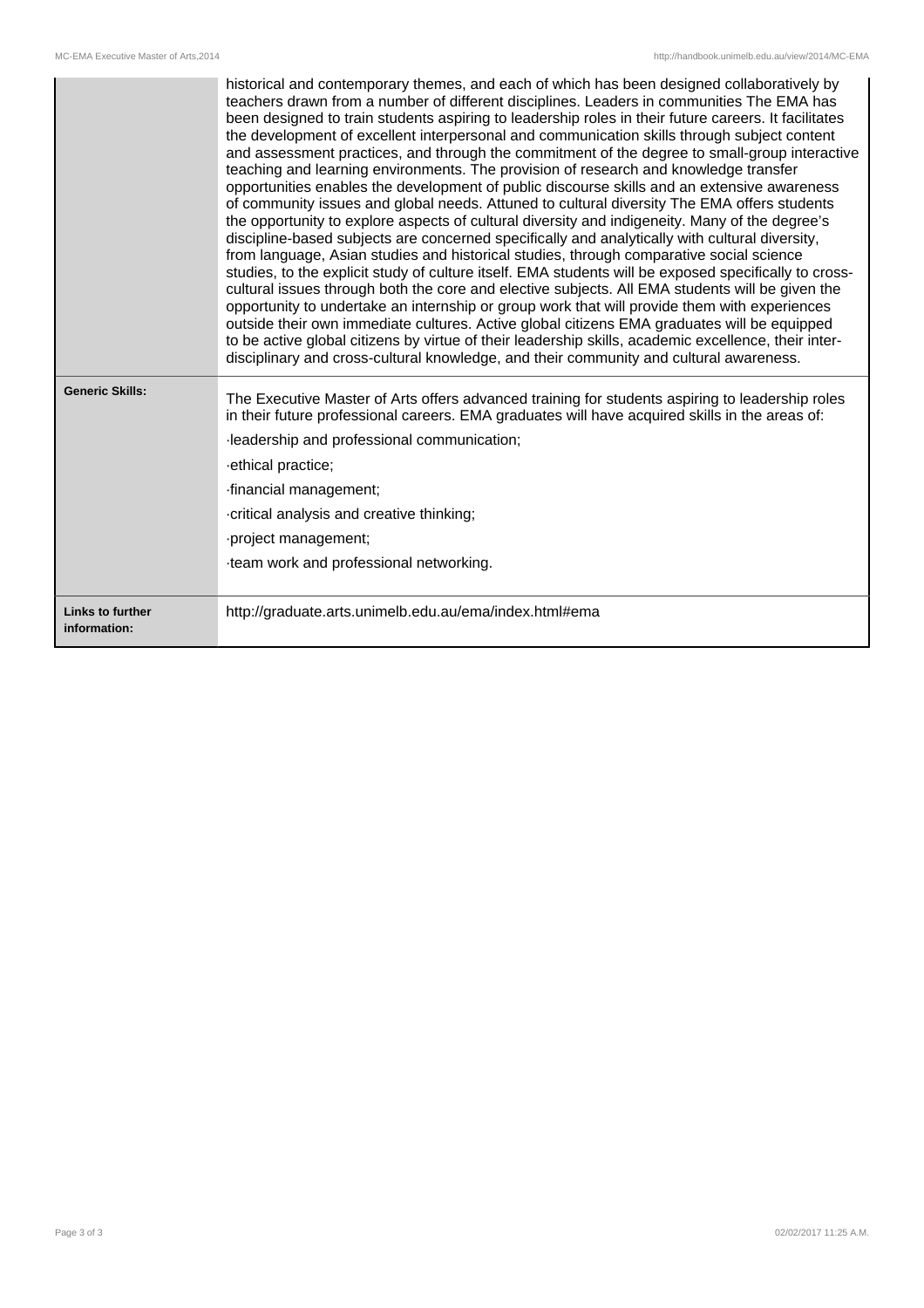| | |
|---|---|
| | historical and contemporary themes, and each of which has been designed collaboratively by teachers drawn from a number of different disciplines. Leaders in communities The EMA has been designed to train students aspiring to leadership roles in their future careers. It facilitates the development of excellent interpersonal and communication skills through subject content and assessment practices, and through the commitment of the degree to small-group interactive teaching and learning environments. The provision of research and knowledge transfer opportunities enables the development of public discourse skills and an extensive awareness of community issues and global needs. Attuned to cultural diversity The EMA offers students the opportunity to explore aspects of cultural diversity and indigeneity. Many of the degree's discipline-based subjects are concerned specifically and analytically with cultural diversity, from language, Asian studies and historical studies, through comparative social science studies, to the explicit study of culture itself. EMA students will be exposed specifically to cross-cultural issues through both the core and elective subjects. All EMA students will be given the opportunity to undertake an internship or group work that will provide them with experiences outside their own immediate cultures. Active global citizens EMA graduates will be equipped to be active global citizens by virtue of their leadership skills, academic excellence, their inter-disciplinary and cross-cultural knowledge, and their community and cultural awareness. |
| **Generic Skills:** | The Executive Master of Arts offers advanced training for students aspiring to leadership roles in their future professional careers. EMA graduates will have acquired skills in the areas of:<br><br>·leadership and professional communication;<br><br>·ethical practice;<br><br>·financial management;<br><br>·critical analysis and creative thinking;<br><br>·project management;<br><br>·team work and professional networking. |
| **Links to further information:** | http://graduate.arts.unimelb.edu.au/ema/index.html#ema |